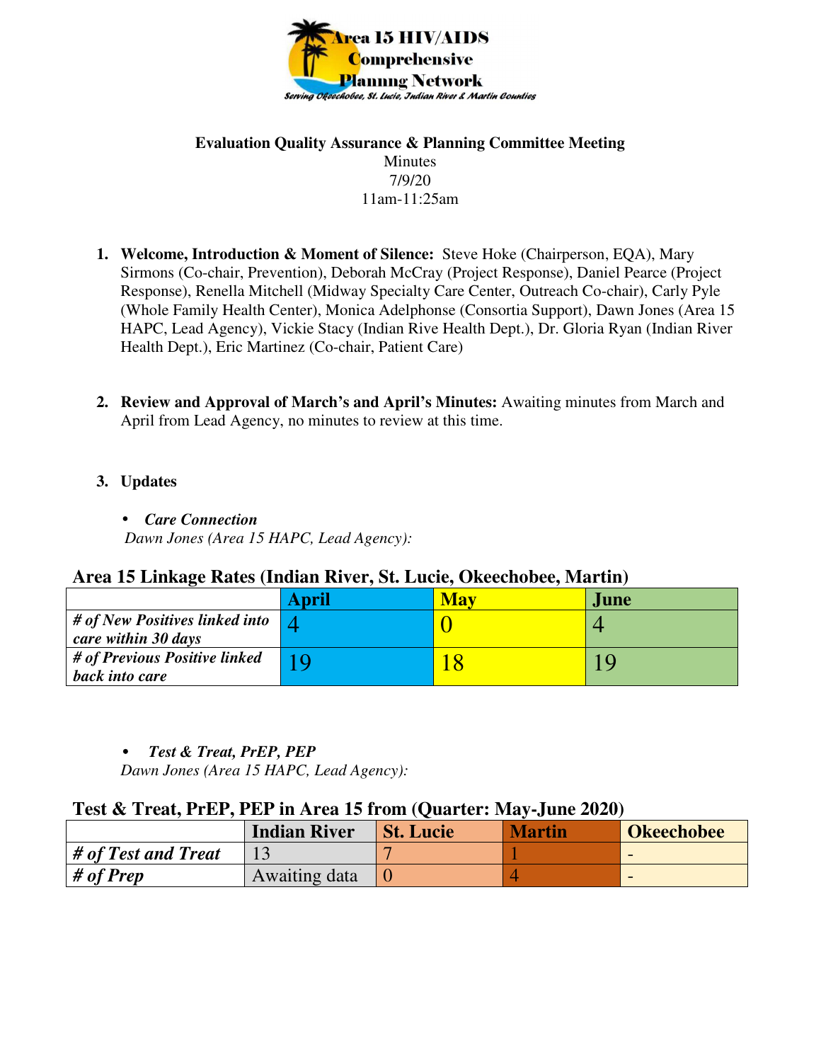Area 15 HIV/AIDS Comprehensive Plannng Network

*Serving Okeechobee, St. Lucie, Indian River & Martin Counties*

**Evaluation Quality Assurance & Planning Committee Meeting**

Minutes

7/9/20

11am-11:25am

1. **Welcome, Introduction & Moment of Silence:** Steve Hoke (Chairperson, EQA), Mary Sirmons (Co-chair, Prevention), Deborah McCray (Project Response), Daniel Pearce (Project Response), Renella Mitchell (Midway Specialty Care Center, Outreach Co-chair), Carly Pyle (Whole Family Health Center), Monica Adelphonse (Consortia Support), Dawn Jones (Area 15 HAPC, Lead Agency), Vickie Stacy (Indian Rive Health Dept.), Dr. Gloria Ryan (Indian River Health Dept.), Eric Martinez (Co-chair, Patient Care)

2. **Review and Approval of March's and April's Minutes:** Awaiting minutes from March and April from Lead Agency, no minutes to review at this time.

3. **Updates**

   - ***Care Connection***

   *Dawn Jones (Area 15 HAPC, Lead Agency):*

**Area 15 Linkage Rates (Indian River, St. Lucie, Okeechobee, Martin)**

| | April | May | June |
|---|---|---|---|
| ***# of New Positives linked into care within 30 days*** | 4 | 0 | 4 |
| ***# of Previous Positive linked back into care*** | 19 | 18 | 19 |

   - ***Test & Treat, PrEP, PEP***

   *Dawn Jones (Area 15 HAPC, Lead Agency):*

**Test & Treat, PrEP, PEP in Area 15 from (Quarter: May-June 2020)**

| | Indian River | St. Lucie | Martin | Okeechobee |
|---|---|---|---|---|
| ***# of Test and Treat*** | 13 | 7 | 1 | - |
| ***# of Prep*** | Awaiting data | 0 | 4 | - |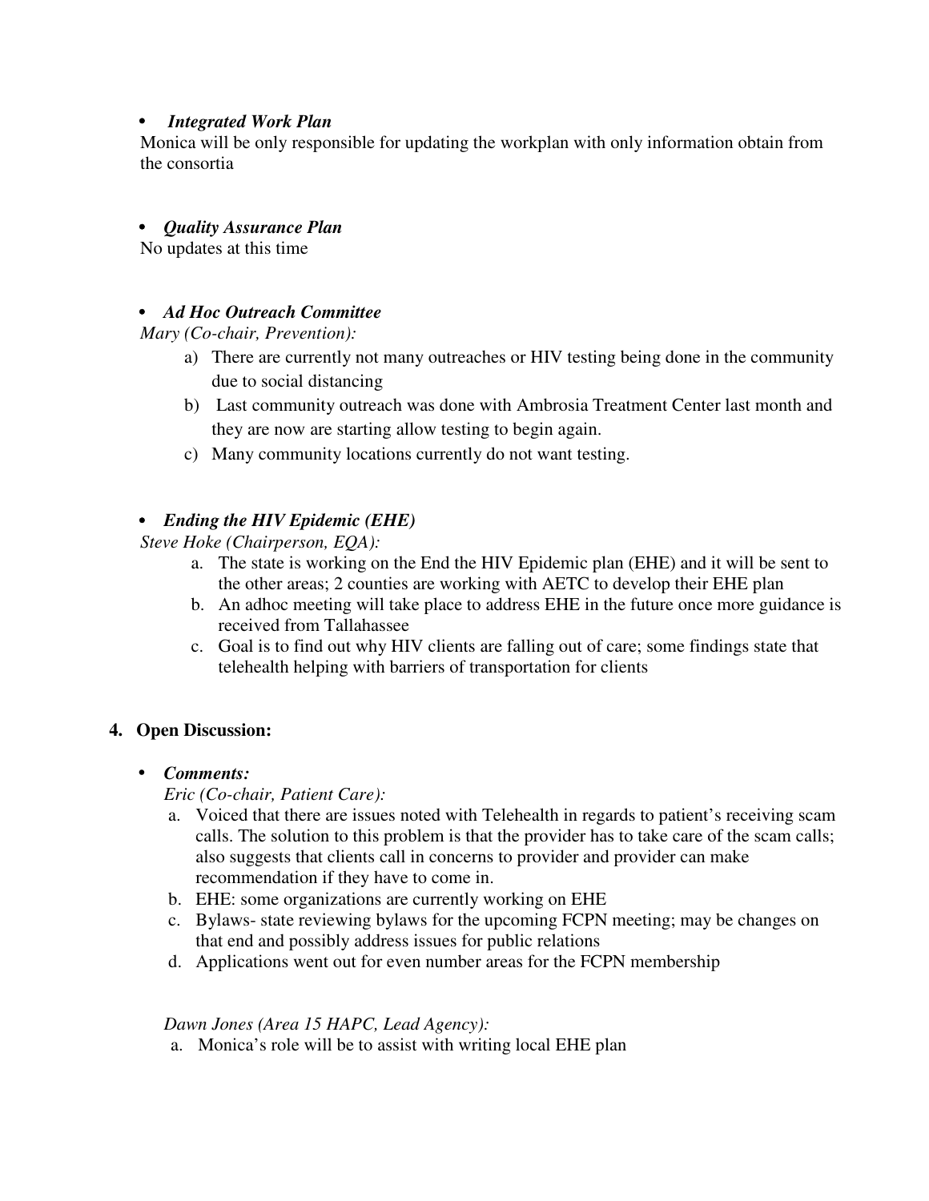- ***Integrated Work Plan***

Monica will be only responsible for updating the workplan with only information obtain from the consortia

- ***Quality Assurance Plan***

No updates at this time

- ***Ad Hoc Outreach Committee***

*Mary (Co-chair, Prevention):*

a) There are currently not many outreaches or HIV testing being done in the community due to social distancing
b) Last community outreach was done with Ambrosia Treatment Center last month and they are now are starting allow testing to begin again.
c) Many community locations currently do not want testing.

- ***Ending the HIV Epidemic (EHE)***

*Steve Hoke (Chairperson, EQA):*

a. The state is working on the End the HIV Epidemic plan (EHE) and it will be sent to the other areas; 2 counties are working with AETC to develop their EHE plan
b. An adhoc meeting will take place to address EHE in the future once more guidance is received from Tallahassee
c. Goal is to find out why HIV clients are falling out of care; some findings state that telehealth helping with barriers of transportation for clients

**4. Open Discussion:**

- ***Comments:***

*Eric (Co-chair, Patient Care):*

a. Voiced that there are issues noted with Telehealth in regards to patient's receiving scam calls. The solution to this problem is that the provider has to take care of the scam calls; also suggests that clients call in concerns to provider and provider can make recommendation if they have to come in.
b. EHE: some organizations are currently working on EHE
c. Bylaws- state reviewing bylaws for the upcoming FCPN meeting; may be changes on that end and possibly address issues for public relations
d. Applications went out for even number areas for the FCPN membership

*Dawn Jones (Area 15 HAPC, Lead Agency):*

a. Monica's role will be to assist with writing local EHE plan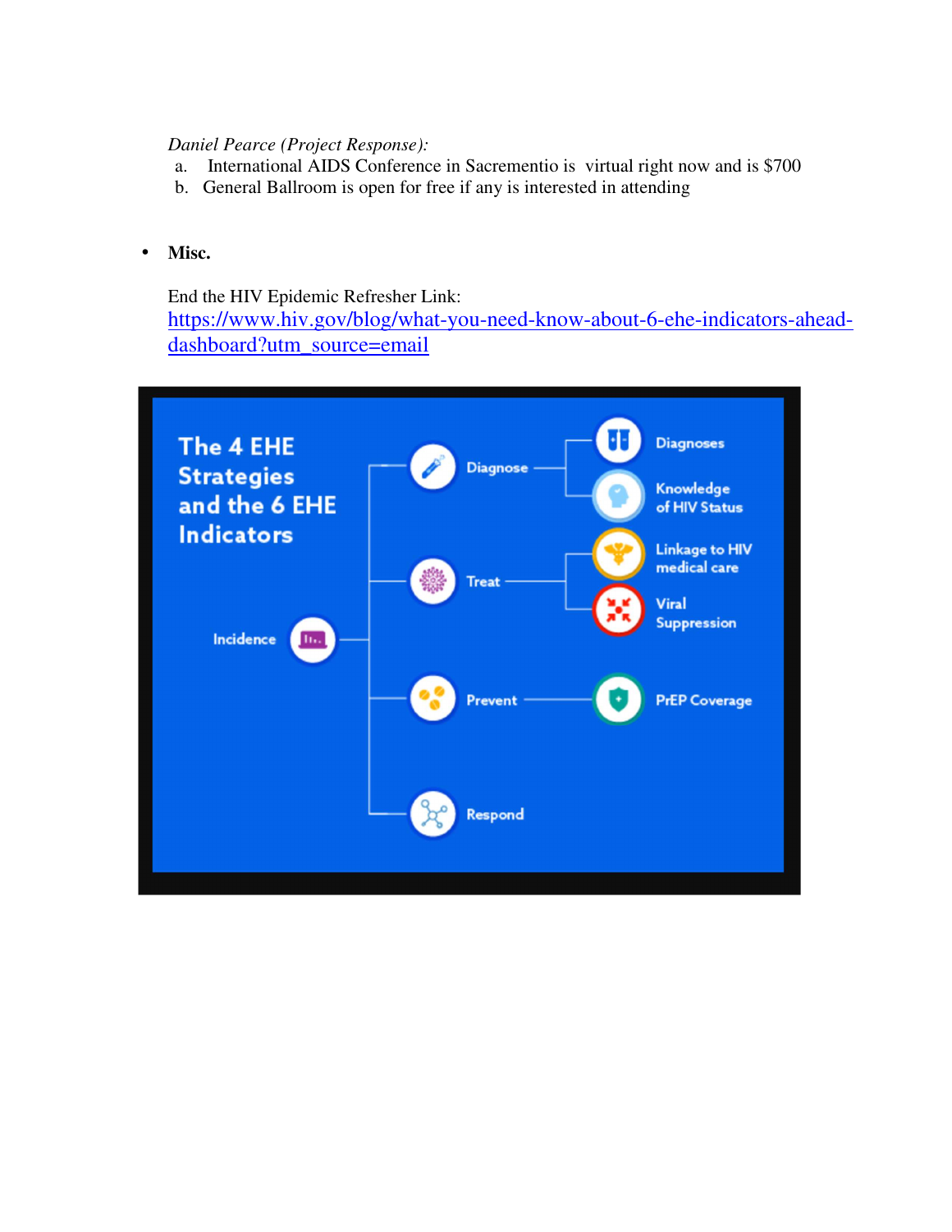*Daniel Pearce (Project Response):*

a. International AIDS Conference in Sacrementio is virtual right now and is $700
b. General Ballroom is open for free if any is interested in attending

- **Misc.**

End the HIV Epidemic Refresher Link:
[https://www.hiv.gov/blog/what-you-need-know-about-6-ehe-indicators-ahead-dashboard?utm_source=email](https://www.hiv.gov/blog/what-you-need-know-about-6-ehe-indicators-ahead-dashboard?utm_source=email)

The 4 EHE Strategies and the 6 EHE Indicators

Incidence

Diagnose

Diagnoses

Knowledge of HIV Status

Treat

Linkage to HIV medical care

Viral Suppression

Prevent

PrEP Coverage

Respond